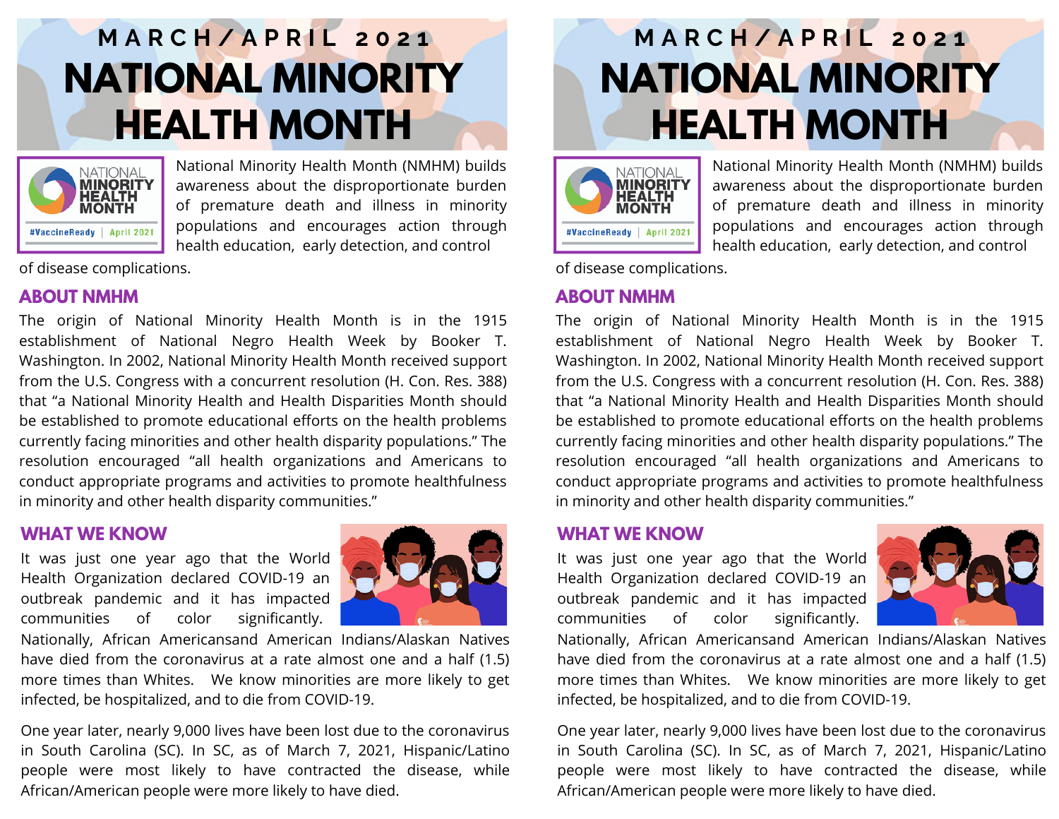# MARCH/APRIL 2021

# NATIONAL MINORITY HEALTH MONTH

National Minority Health Month (NMHM) builds awareness about the disproportionate burden of premature death and illness in minority populations and encourages action through health education, early detection, and control of disease complications.

## ABOUT NMHM

The origin of National Minority Health Month is in the 1915 establishment of National Negro Health Week by Booker T. Washington. In 2002, National Minority Health Month received support from the U.S. Congress with a concurrent resolution (H. Con. Res. 388) that "a National Minority Health and Health Disparities Month should be established to promote educational efforts on the health problems currently facing minorities and other health disparity populations." The resolution encouraged "all health organizations and Americans to conduct appropriate programs and activities to promote healthfulness in minority and other health disparity communities."

## WHAT WE KNOW

It was just one year ago that the World Health Organization declared COVID-19 an outbreak pandemic and it has impacted communities of color significantly. Nationally, African Americansand American Indians/Alaskan Natives have died from the coronavirus at a rate almost one and a half (1.5) more times than Whites. We know minorities are more likely to get infected, be hospitalized, and to die from COVID-19.

One year later, nearly 9,000 lives have been lost due to the coronavirus in South Carolina (SC). In SC, as of March 7, 2021, Hispanic/Latino people were most likely to have contracted the disease, while African/American people were more likely to have died.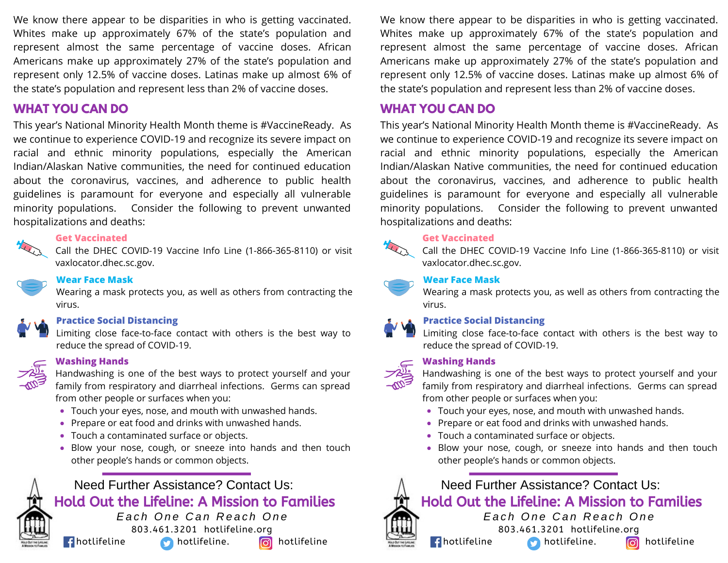We know there appear to be disparities in who is getting vaccinated. Whites make up approximately 67% of the state's population and represent almost the same percentage of vaccine doses. African Americans make up approximately 27% of the state's population and represent only 12.5% of vaccine doses. Latinas make up almost 6% of the state's population and represent less than 2% of vaccine doses.

## WHAT YOU CAN DO

This year's National Minority Health Month theme is #VaccineReady. As we continue to experience COVID-19 and recognize its severe impact on racial and ethnic minority populations, especially the American Indian/Alaskan Native communities, the need for continued education about the coronavirus, vaccines, and adherence to public health guidelines is paramount for everyone and especially all vulnerable minority populations. Consider the following to prevent unwanted hospitalizations and deaths:

**Get Vaccinated**
Call the DHEC COVID-19 Vaccine Info Line (1-866-365-8110) or visit vaxlocator.dhec.sc.gov.

**Wear Face Mask**
Wearing a mask protects you, as well as others from contracting the virus.

**Practice Social Distancing**
Limiting close face-to-face contact with others is the best way to reduce the spread of COVID-19.

**Washing Hands**
Handwashing is one of the best ways to protect yourself and your family from respiratory and diarrheal infections. Germs can spread from other people or surfaces when you:

- Touch your eyes, nose, and mouth with unwashed hands.
- Prepare or eat food and drinks with unwashed hands.
- Touch a contaminated surface or objects.
- Blow your nose, cough, or sneeze into hands and then touch other people's hands or common objects.

Need Further Assistance? Contact Us:

**Hold Out the Lifeline: A Mission to Families**

*Each One Can Reach One*

803.461.3201 hotlifeline.org

hotlifeline hotlifeline. hotlifeline

Hold Out the Lifeline: A Mission to Families